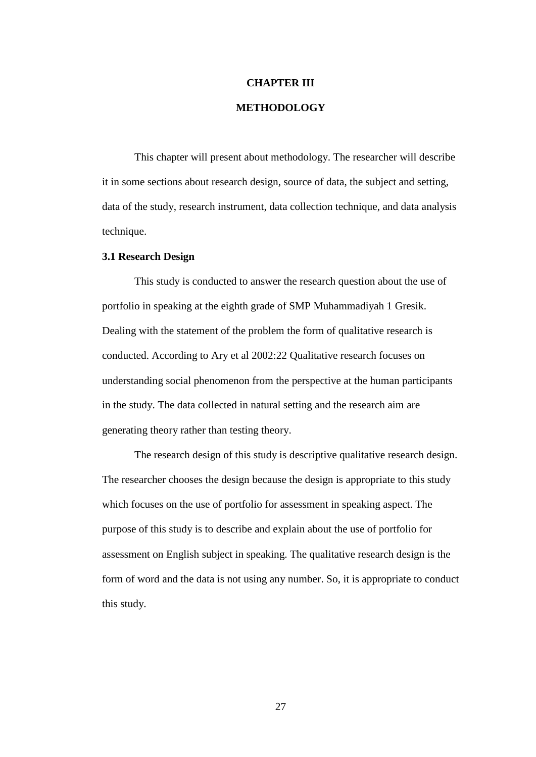# CHAPTER III

# METHODOLOGY

This chapter will present about methodology. The researcher will describe it in some sections about research design, source of data, the subject and setting, data of the study, research instrument, data collection technique, and data analysis technique.

### 3.1 Research Design

This study is conducted to answer the research question about the use of portfolio in speaking at the eighth grade of SMP Muhammadiyah 1 Gresik. Dealing with the statement of the problem the form of qualitative research is conducted. According to Ary et al 2002:22 Qualitative research focuses on understanding social phenomenon from the perspective at the human participants in the study. The data collected in natural setting and the research aim are generating theory rather than testing theory.

The research design of this study is descriptive qualitative research design. The researcher chooses the design because the design is appropriate to this study which focuses on the use of portfolio for assessment in speaking aspect. The purpose of this study is to describe and explain about the use of portfolio for assessment on English subject in speaking. The qualitative research design is the form of word and the data is not using any number. So, it is appropriate to conduct this study.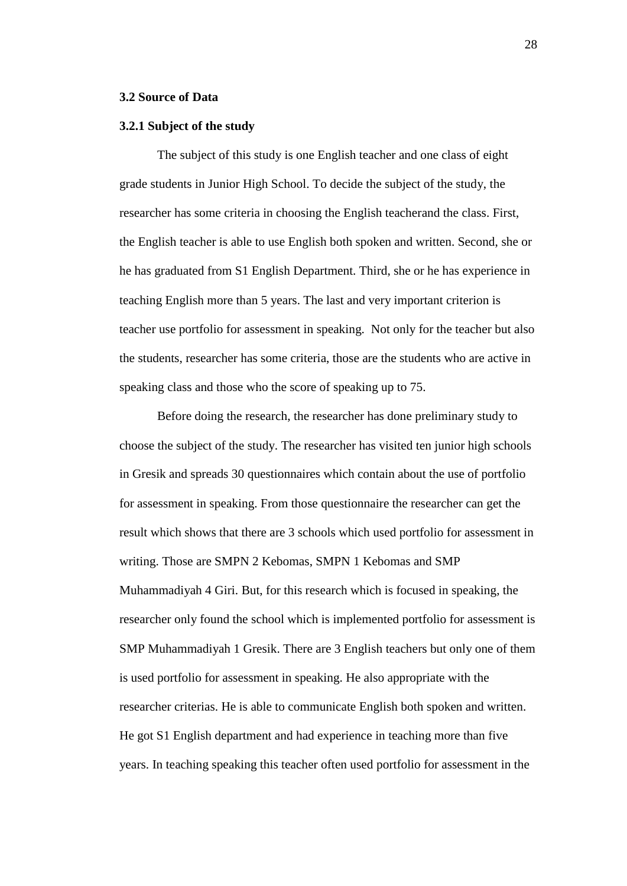### 3.2 Source of Data

#### 3.2.1 Subject of the study

The subject of this study is one English teacher and one class of eight grade students in Junior High School. To decide the subject of the study, the researcher has some criteria in choosing the English teacherand the class. First, the English teacher is able to use English both spoken and written. Second, she or he has graduated from S1 English Department. Third, she or he has experience in teaching English more than 5 years. The last and very important criterion is teacher use portfolio for assessment in speaking. Not only for the teacher but also the students, researcher has some criteria, those are the students who are active in speaking class and those who the score of speaking up to 75.

Before doing the research, the researcher has done preliminary study to choose the subject of the study. The researcher has visited ten junior high schools in Gresik and spreads 30 questionnaires which contain about the use of portfolio for assessment in speaking. From those questionnaire the researcher can get the result which shows that there are 3 schools which used portfolio for assessment in writing. Those are SMPN 2 Kebomas, SMPN 1 Kebomas and SMP Muhammadiyah 4 Giri. But, for this research which is focused in speaking, the researcher only found the school which is implemented portfolio for assessment is SMP Muhammadiyah 1 Gresik. There are 3 English teachers but only one of them is used portfolio for assessment in speaking. He also appropriate with the researcher criterias. He is able to communicate English both spoken and written. He got S1 English department and had experience in teaching more than five years. In teaching speaking this teacher often used portfolio for assessment in the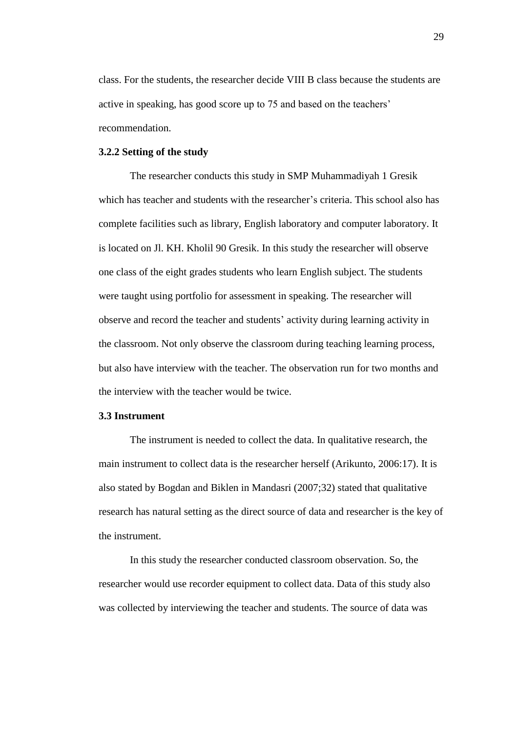class. For the students, the researcher decide VIII B class because the students are active in speaking, has good score up to 75 and based on the teachers' recommendation.

### 3.2.2 Setting of the study

The researcher conducts this study in SMP Muhammadiyah 1 Gresik which has teacher and students with the researcher's criteria. This school also has complete facilities such as library, English laboratory and computer laboratory. It is located on Jl. KH. Kholil 90 Gresik. In this study the researcher will observe one class of the eight grades students who learn English subject. The students were taught using portfolio for assessment in speaking. The researcher will observe and record the teacher and students' activity during learning activity in the classroom. Not only observe the classroom during teaching learning process, but also have interview with the teacher. The observation run for two months and the interview with the teacher would be twice.

## 3.3 Instrument

The instrument is needed to collect the data. In qualitative research, the main instrument to collect data is the researcher herself (Arikunto, 2006:17). It is also stated by Bogdan and Biklen in Mandasri (2007;32) stated that qualitative research has natural setting as the direct source of data and researcher is the key of the instrument.

In this study the researcher conducted classroom observation. So, the researcher would use recorder equipment to collect data. Data of this study also was collected by interviewing the teacher and students. The source of data was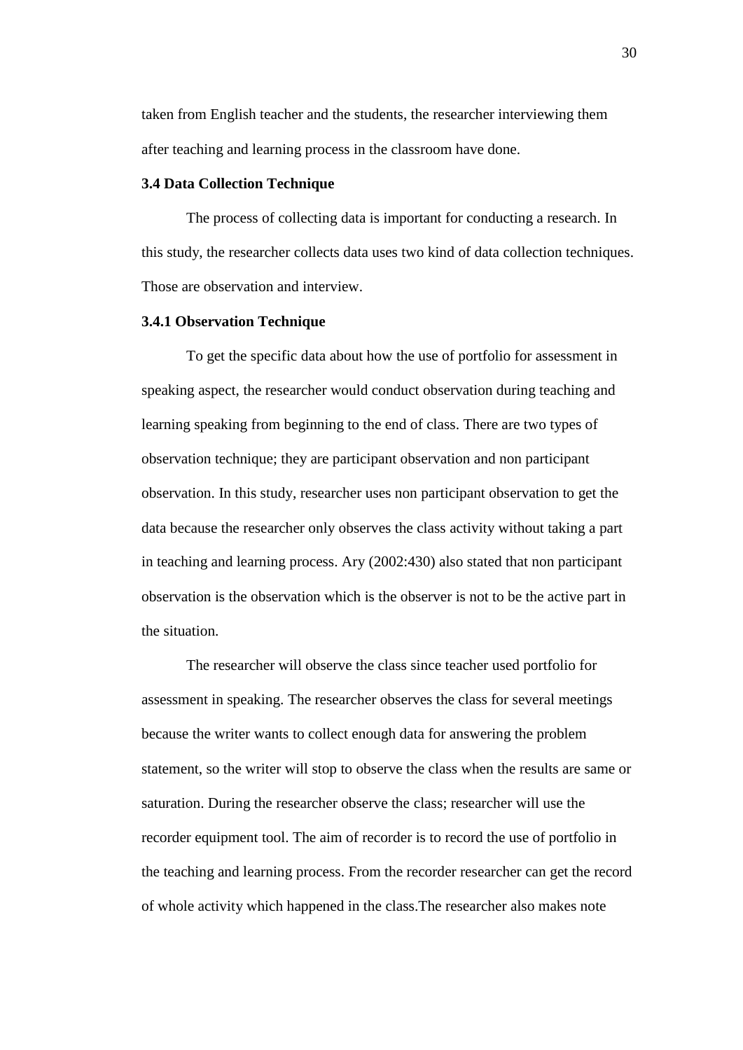taken from English teacher and the students, the researcher interviewing them after teaching and learning process in the classroom have done.

### 3.4 Data Collection Technique

The process of collecting data is important for conducting a research. In this study, the researcher collects data uses two kind of data collection techniques. Those are observation and interview.

#### 3.4.1 Observation Technique

To get the specific data about how the use of portfolio for assessment in speaking aspect, the researcher would conduct observation during teaching and learning speaking from beginning to the end of class. There are two types of observation technique; they are participant observation and non participant observation. In this study, researcher uses non participant observation to get the data because the researcher only observes the class activity without taking a part in teaching and learning process. Ary (2002:430) also stated that non participant observation is the observation which is the observer is not to be the active part in the situation.

The researcher will observe the class since teacher used portfolio for assessment in speaking. The researcher observes the class for several meetings because the writer wants to collect enough data for answering the problem statement, so the writer will stop to observe the class when the results are same or saturation. During the researcher observe the class; researcher will use the recorder equipment tool. The aim of recorder is to record the use of portfolio in the teaching and learning process. From the recorder researcher can get the record of whole activity which happened in the class.The researcher also makes note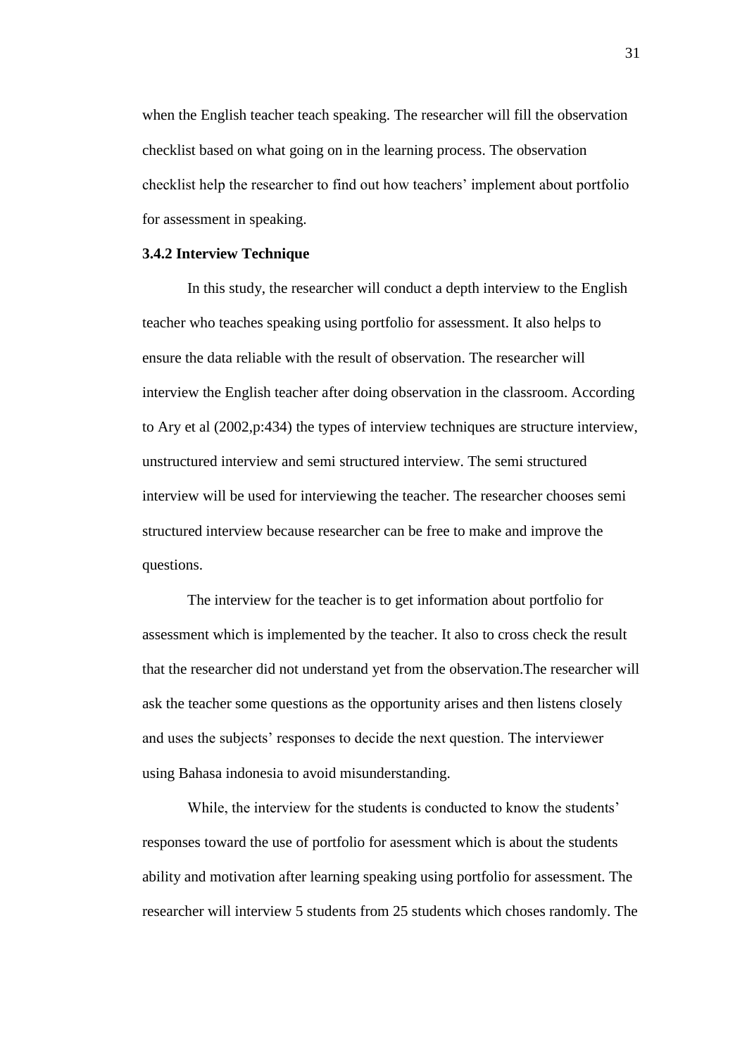when the English teacher teach speaking. The researcher will fill the observation checklist based on what going on in the learning process. The observation checklist help the researcher to find out how teachers' implement about portfolio for assessment in speaking.

### 3.4.2 Interview Technique

In this study, the researcher will conduct a depth interview to the English teacher who teaches speaking using portfolio for assessment. It also helps to ensure the data reliable with the result of observation. The researcher will interview the English teacher after doing observation in the classroom. According to Ary et al (2002,p:434) the types of interview techniques are structure interview, unstructured interview and semi structured interview. The semi structured interview will be used for interviewing the teacher. The researcher chooses semi structured interview because researcher can be free to make and improve the questions.

The interview for the teacher is to get information about portfolio for assessment which is implemented by the teacher. It also to cross check the result that the researcher did not understand yet from the observation.The researcher will ask the teacher some questions as the opportunity arises and then listens closely and uses the subjects' responses to decide the next question. The interviewer using Bahasa indonesia to avoid misunderstanding.

While, the interview for the students is conducted to know the students' responses toward the use of portfolio for asessment which is about the students ability and motivation after learning speaking using portfolio for assessment. The researcher will interview 5 students from 25 students which choses randomly. The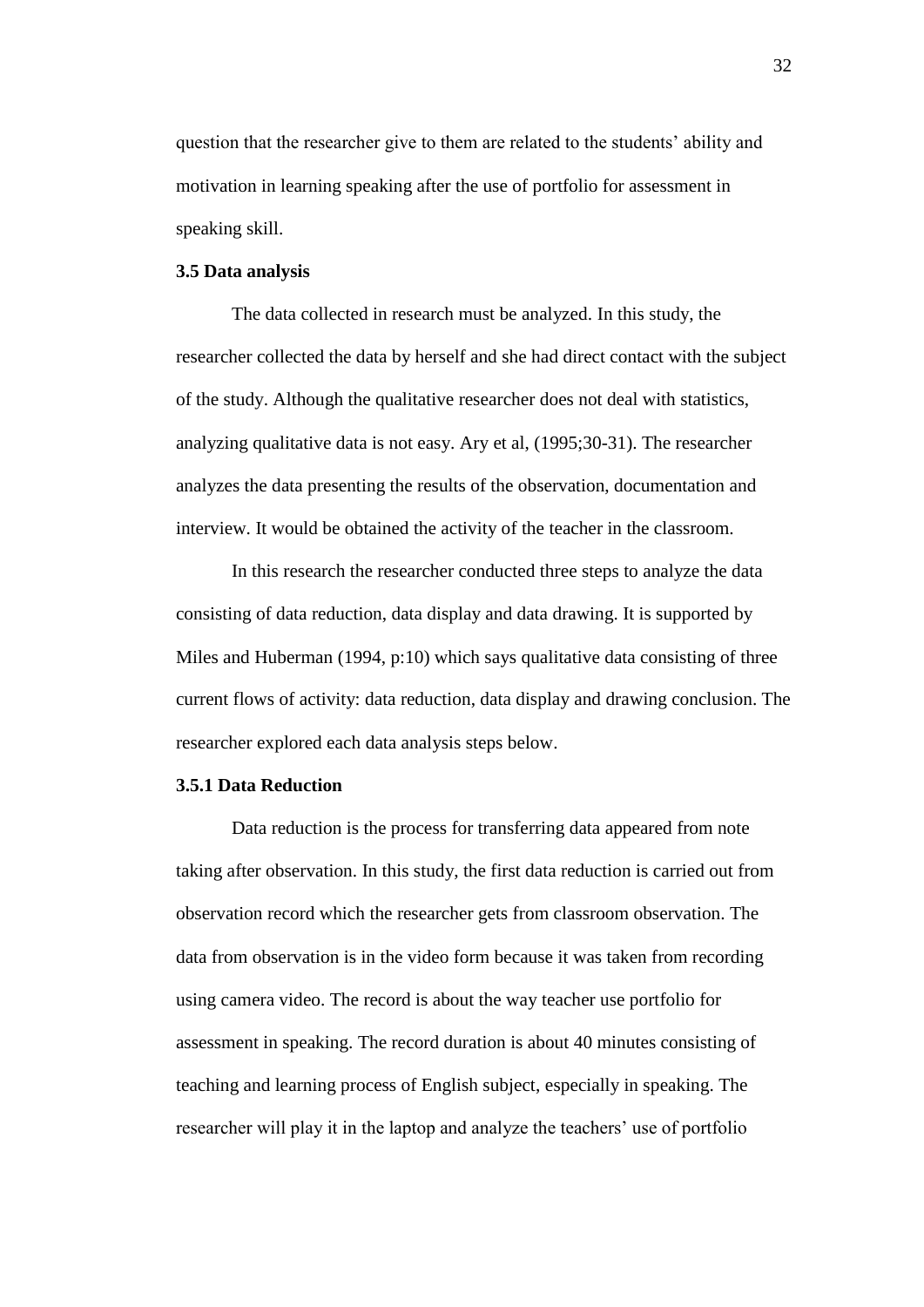question that the researcher give to them are related to the students' ability and motivation in learning speaking after the use of portfolio for assessment in speaking skill.

### 3.5 Data analysis

The data collected in research must be analyzed. In this study, the researcher collected the data by herself and she had direct contact with the subject of the study. Although the qualitative researcher does not deal with statistics, analyzing qualitative data is not easy. Ary et al, (1995;30-31). The researcher analyzes the data presenting the results of the observation, documentation and interview. It would be obtained the activity of the teacher in the classroom.

In this research the researcher conducted three steps to analyze the data consisting of data reduction, data display and data drawing. It is supported by Miles and Huberman (1994, p:10) which says qualitative data consisting of three current flows of activity: data reduction, data display and drawing conclusion. The researcher explored each data analysis steps below.

#### 3.5.1 Data Reduction

Data reduction is the process for transferring data appeared from note taking after observation. In this study, the first data reduction is carried out from observation record which the researcher gets from classroom observation. The data from observation is in the video form because it was taken from recording using camera video. The record is about the way teacher use portfolio for assessment in speaking. The record duration is about 40 minutes consisting of teaching and learning process of English subject, especially in speaking. The researcher will play it in the laptop and analyze the teachers' use of portfolio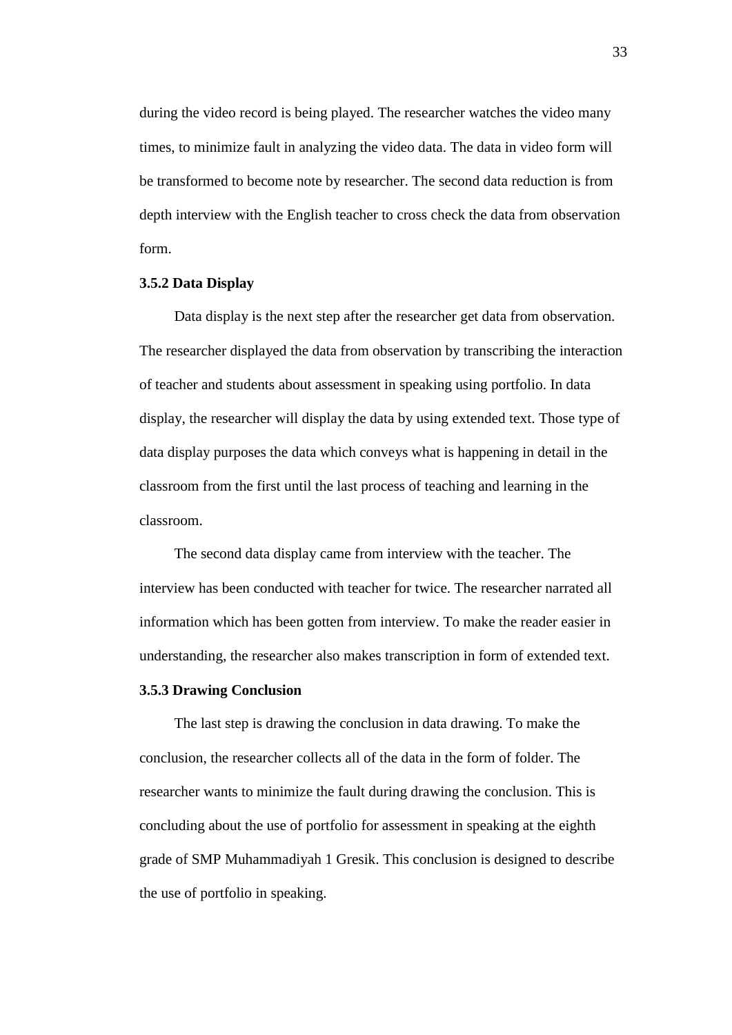during the video record is being played. The researcher watches the video many times, to minimize fault in analyzing the video data. The data in video form will be transformed to become note by researcher. The second data reduction is from depth interview with the English teacher to cross check the data from observation form.

### 3.5.2 Data Display

Data display is the next step after the researcher get data from observation. The researcher displayed the data from observation by transcribing the interaction of teacher and students about assessment in speaking using portfolio. In data display, the researcher will display the data by using extended text. Those type of data display purposes the data which conveys what is happening in detail in the classroom from the first until the last process of teaching and learning in the classroom.

The second data display came from interview with the teacher. The interview has been conducted with teacher for twice. The researcher narrated all information which has been gotten from interview. To make the reader easier in understanding, the researcher also makes transcription in form of extended text.

### 3.5.3 Drawing Conclusion

The last step is drawing the conclusion in data drawing. To make the conclusion, the researcher collects all of the data in the form of folder. The researcher wants to minimize the fault during drawing the conclusion. This is concluding about the use of portfolio for assessment in speaking at the eighth grade of SMP Muhammadiyah 1 Gresik. This conclusion is designed to describe the use of portfolio in speaking.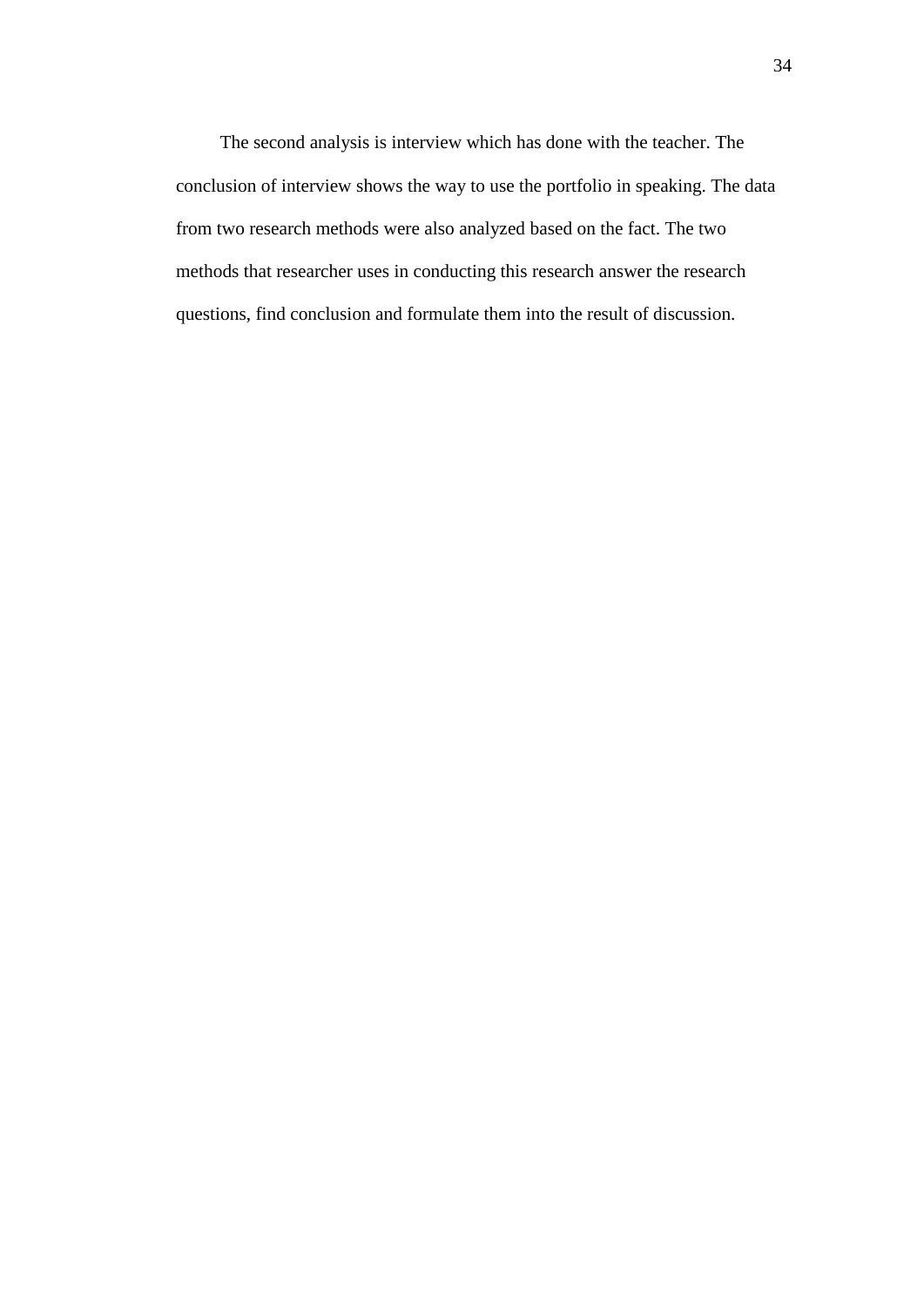The second analysis is interview which has done with the teacher. The conclusion of interview shows the way to use the portfolio in speaking. The data from two research methods were also analyzed based on the fact. The two methods that researcher uses in conducting this research answer the research questions, find conclusion and formulate them into the result of discussion.